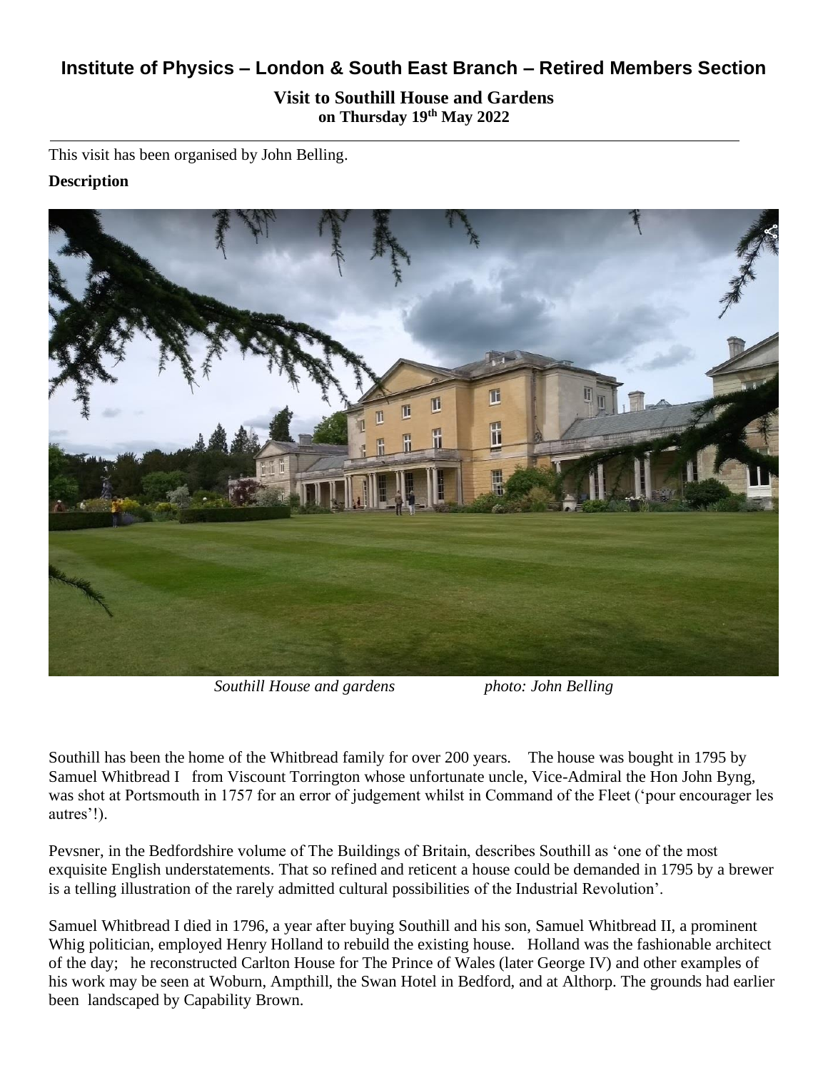# Institute of Physics – London & South East Branch – Retired Members Section

## Visit to Southill House and Gardens

### on Thursday 19th May 2022

This visit has been organised by John Belling.

**Description**

*Southill House and gardens* *photo: John Belling*

Southill has been the home of the Whitbread family for over 200 years. The house was bought in 1795 by Samuel Whitbread I from Viscount Torrington whose unfortunate uncle, Vice-Admiral the Hon John Byng, was shot at Portsmouth in 1757 for an error of judgement whilst in Command of the Fleet ('pour encourager les autres'!).

Pevsner, in the Bedfordshire volume of The Buildings of Britain, describes Southill as 'one of the most exquisite English understatements. That so refined and reticent a house could be demanded in 1795 by a brewer is a telling illustration of the rarely admitted cultural possibilities of the Industrial Revolution'.

Samuel Whitbread I died in 1796, a year after buying Southill and his son, Samuel Whitbread II, a prominent Whig politician, employed Henry Holland to rebuild the existing house. Holland was the fashionable architect of the day; he reconstructed Carlton House for The Prince of Wales (later George IV) and other examples of his work may be seen at Woburn, Ampthill, the Swan Hotel in Bedford, and at Althorp. The grounds had earlier been landscaped by Capability Brown.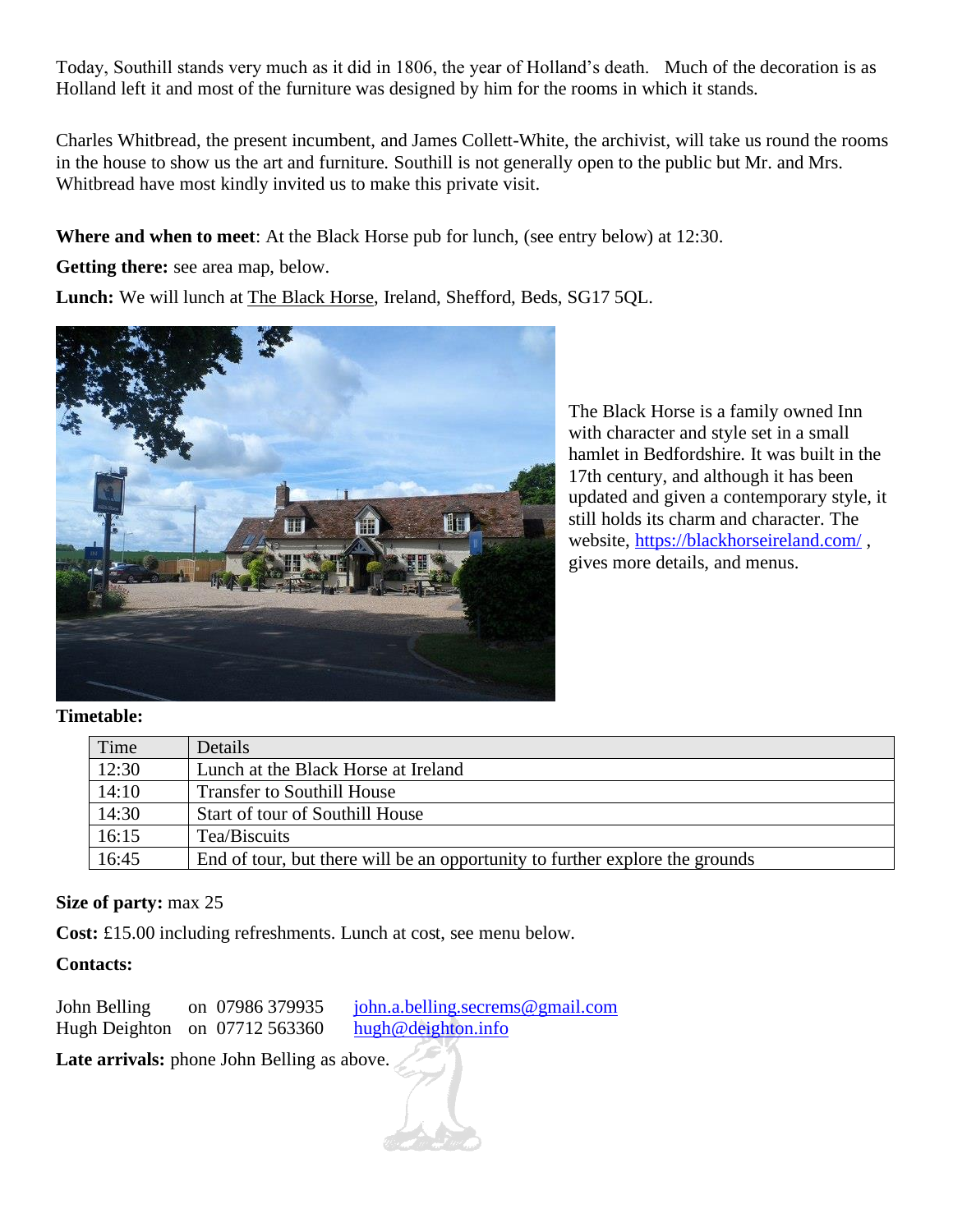Today, Southill stands very much as it did in 1806, the year of Holland's death. Much of the decoration is as Holland left it and most of the furniture was designed by him for the rooms in which it stands.

Charles Whitbread, the present incumbent, and James Collett-White, the archivist, will take us round the rooms in the house to show us the art and furniture. Southill is not generally open to the public but Mr. and Mrs. Whitbread have most kindly invited us to make this private visit.

**Where and when to meet**: At the Black Horse pub for lunch, (see entry below) at 12:30.

**Getting there:** see area map, below.

**Lunch:** We will lunch at The Black Horse, Ireland, Shefford, Beds, SG17 5QL.

The Black Horse is a family owned Inn with character and style set in a small hamlet in Bedfordshire. It was built in the 17th century, and although it has been updated and given a contemporary style, it still holds its charm and character. The website, https://blackhorseireland.com/ , gives more details, and menus.

**Timetable:**

| Time | Details |
|---|---|
| 12:30 | Lunch at the Black Horse at Ireland |
| 14:10 | Transfer to Southill House |
| 14:30 | Start of tour of Southill House |
| 16:15 | Tea/Biscuits |
| 16:45 | End of tour, but there will be an opportunity to further explore the grounds |

**Size of party:** max 25

**Cost:** £15.00 including refreshments. Lunch at cost, see menu below.

**Contacts:**

John Belling on 07986 379935 john.a.belling.secrems@gmail.com
Hugh Deighton on 07712 563360 hugh@deighton.info

**Late arrivals:** phone John Belling as above.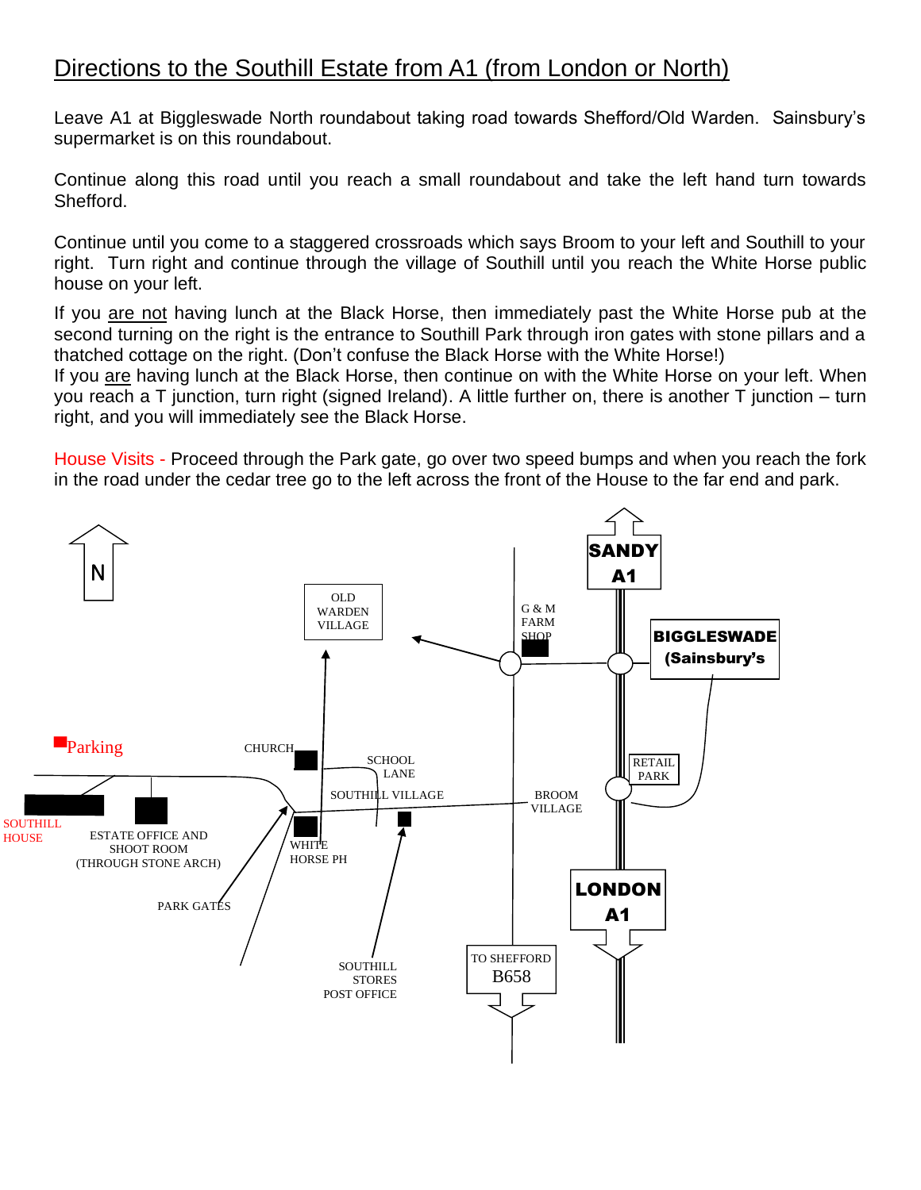# Directions to the Southill Estate from A1 (from London or North)

Leave A1 at Biggleswade North roundabout taking road towards Shefford/Old Warden. Sainsbury's supermarket is on this roundabout.

Continue along this road until you reach a small roundabout and take the left hand turn towards Shefford.

Continue until you come to a staggered crossroads which says Broom to your left and Southill to your right. Turn right and continue through the village of Southill until you reach the White Horse public house on your left.

If you are not having lunch at the Black Horse, then immediately past the White Horse pub at the second turning on the right is the entrance to Southill Park through iron gates with stone pillars and a thatched cottage on the right. (Don't confuse the Black Horse with the White Horse!)

If you are having lunch at the Black Horse, then continue on with the White Horse on your left. When you reach a T junction, turn right (signed Ireland). A little further on, there is another T junction – turn right, and you will immediately see the Black Horse.

House Visits - Proceed through the Park gate, go over two speed bumps and when you reach the fork in the road under the cedar tree go to the left across the front of the House to the far end and park.

N

SANDY A1

OLD WARDEN VILLAGE

G & M FARM SHOP

BIGGLESWADE (Sainsbury's

Parking

CHURCH

SCHOOL LANE

RETAIL PARK

SOUTHILL VILLAGE

BROOM VILLAGE

SOUTHILL HOUSE

ESTATE OFFICE AND SHOOT ROOM (THROUGH STONE ARCH)

WHITE HORSE PH

PARK GATES

LONDON A1

SOUTHILL STORES POST OFFICE

TO SHEFFORD B658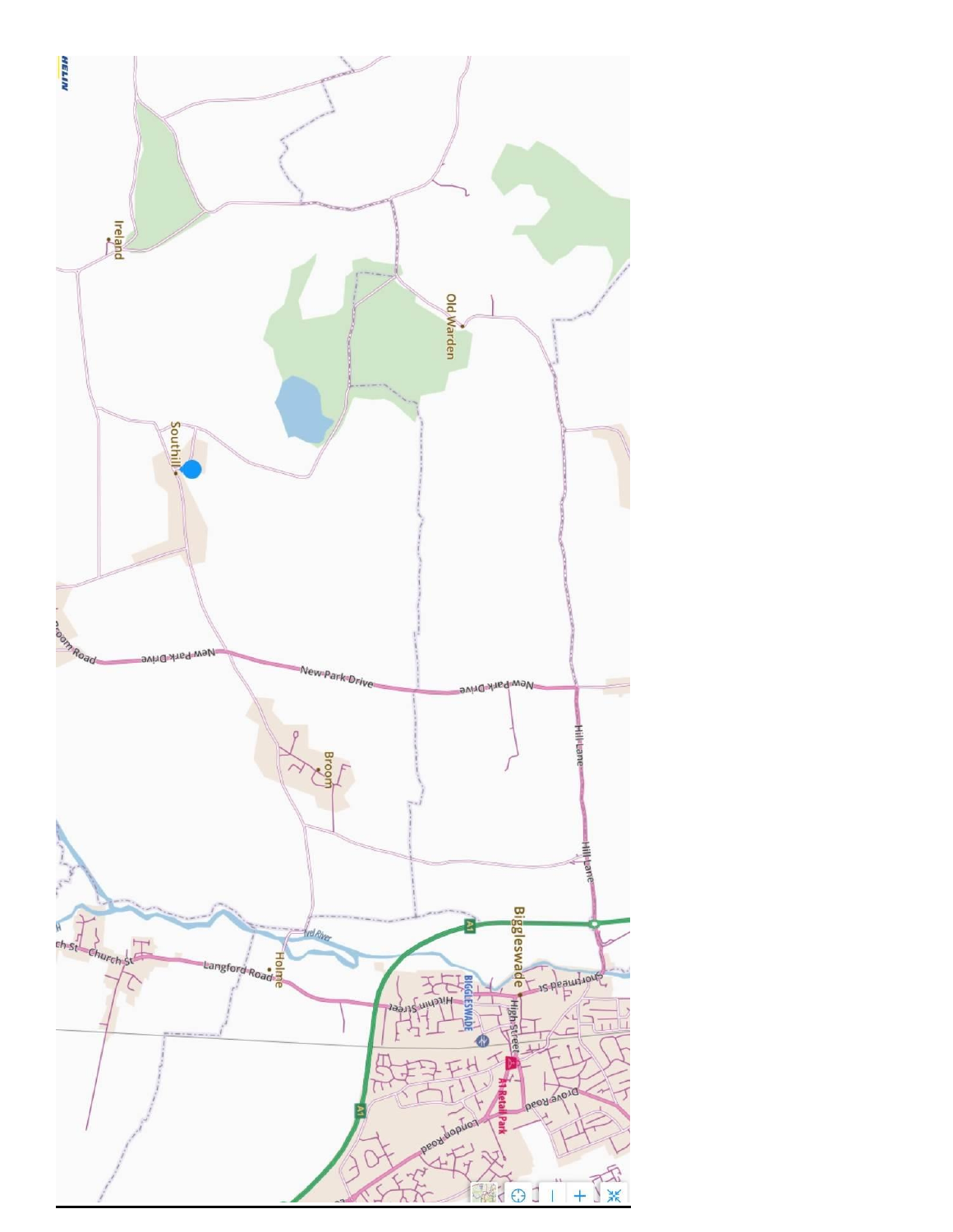HELIN

Ireland

Old Warden

Southill

Broom Road

New Park Drive

New Park Drive

New Park Drive

Broom

Hill Lane

Hill Lane

A1

Biggleswade

Ivel River

Church St

Church St

Langford Road

Holme

Hitchin Street

BIGGLESWADE

High Street

Shortmead St

A1 Retail Park

Drove Road

London Road

A1